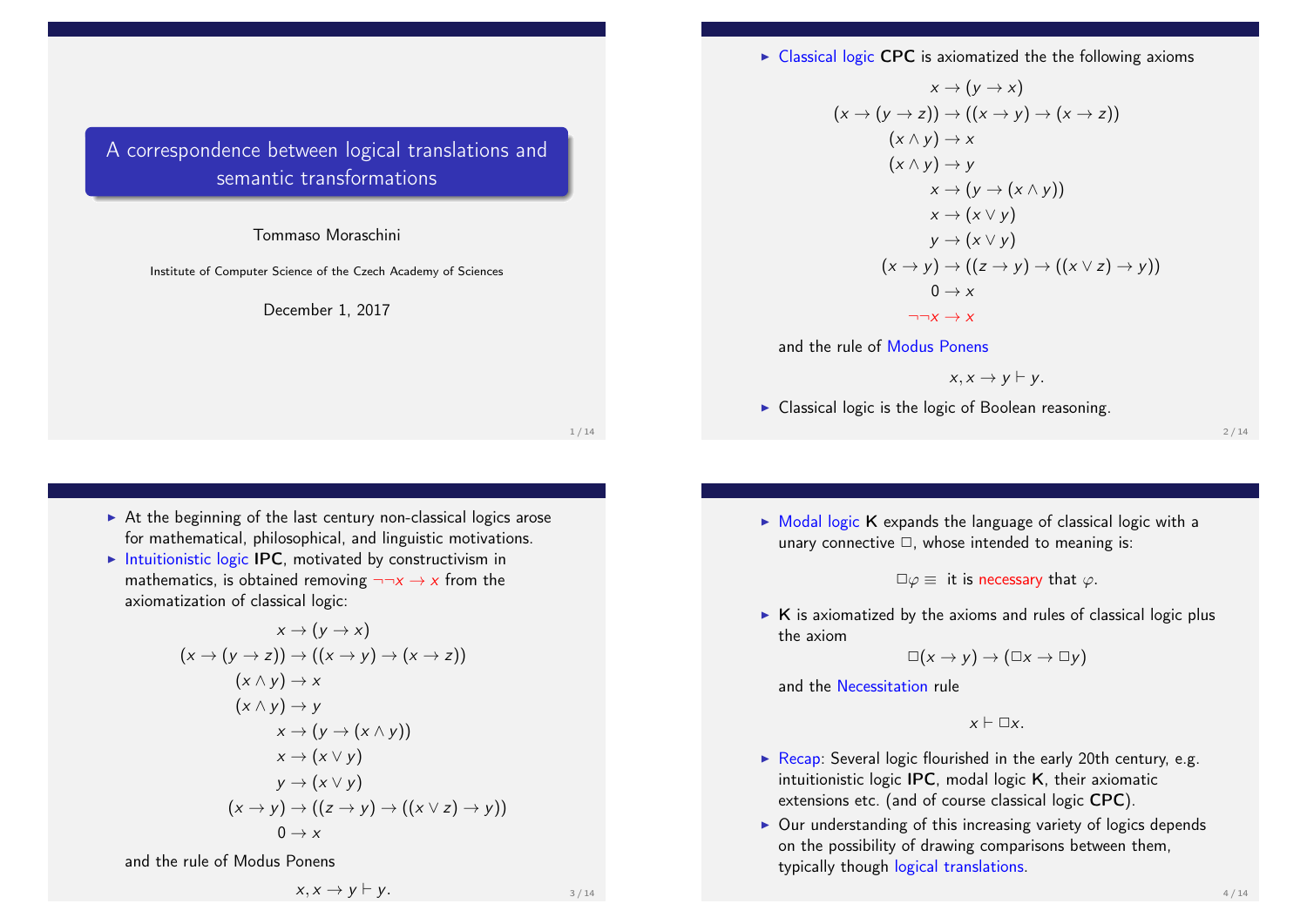# A correspondence between logical translations and semantic transformations

Tommaso Moraschini

Institute of Computer Science of the Czech Academy of Sciences

December 1, 2017

---

- Classical logic **CPC** is axiomatized the the following axioms

$$x \to (y \to x)$$
$$(x \to (y \to z)) \to ((x \to y) \to (x \to z))$$
$$(x \wedge y) \to x$$
$$(x \wedge y) \to y$$
$$x \to (y \to (x \wedge y))$$
$$x \to (x \vee y)$$
$$y \to (x \vee y)$$
$$(x \to y) \to ((z \to y) \to ((x \vee z) \to y))$$
$$0 \to x$$
$$\neg\neg x \to x$$

and the rule of Modus Ponens

$$x, x \to y \vdash y.$$

- Classical logic is the logic of Boolean reasoning.

---

- At the beginning of the last century non-classical logics arose for mathematical, philosophical, and linguistic motivations.
- Intuitionistic logic **IPC**, motivated by constructivism in mathematics, is obtained removing $\neg\neg x \to x$ from the axiomatization of classical logic:

$$x \to (y \to x)$$
$$(x \to (y \to z)) \to ((x \to y) \to (x \to z))$$
$$(x \wedge y) \to x$$
$$(x \wedge y) \to y$$
$$x \to (y \to (x \wedge y))$$
$$x \to (x \vee y)$$
$$y \to (x \vee y)$$
$$(x \to y) \to ((z \to y) \to ((x \vee z) \to y))$$
$$0 \to x$$

and the rule of Modus Ponens

$$x, x \to y \vdash y.$$

---

- Modal logic **K** expands the language of classical logic with a unary connective $\Box$, whose intended to meaning is:

$$\Box\varphi \equiv \text{ it is necessary that } \varphi.$$

- **K** is axiomatized by the axioms and rules of classical logic plus the axiom

$$\Box(x \to y) \to (\Box x \to \Box y)$$

and the Necessitation rule

$$x \vdash \Box x.$$

- Recap: Several logic flourished in the early 20th century, e.g. intuitionistic logic **IPC**, modal logic **K**, their axiomatic extensions etc. (and of course classical logic **CPC**).
- Our understanding of this increasing variety of logics depends on the possibility of drawing comparisons between them, typically though logical translations.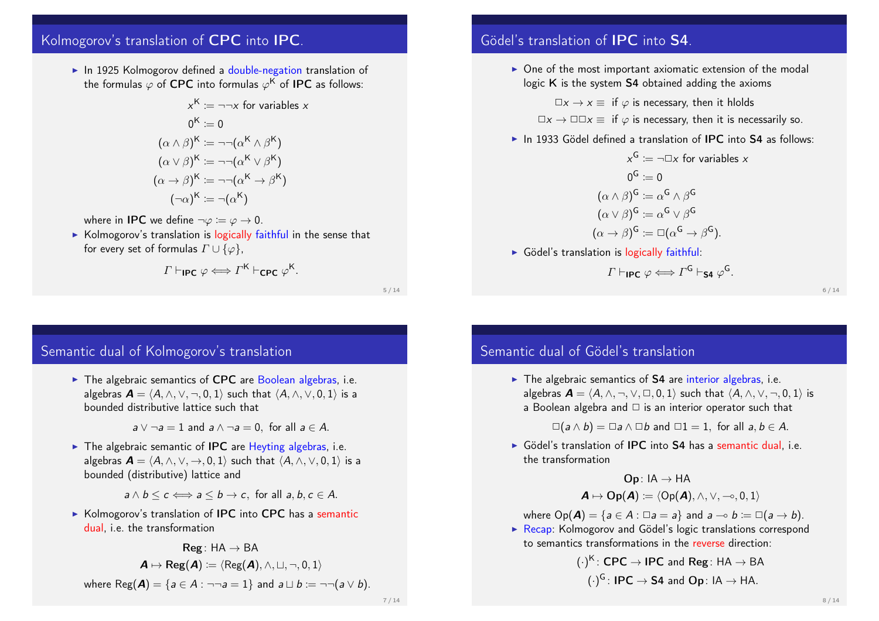## Kolmogorov's translation of **CPC** into **IPC**.

- In 1925 Kolmogorov defined a double-negation translation of the formulas $\varphi$ of **CPC** into formulas $\varphi^{\mathsf{K}}$ of **IPC** as follows:

$$
\begin{aligned}
x^{\mathsf{K}} &:= \neg\neg x \text{ for variables } x\\
0^{\mathsf{K}} &:= 0\\
(\alpha \wedge \beta)^{\mathsf{K}} &:= \neg\neg(\alpha^{\mathsf{K}} \wedge \beta^{\mathsf{K}})\\
(\alpha \vee \beta)^{\mathsf{K}} &:= \neg\neg(\alpha^{\mathsf{K}} \vee \beta^{\mathsf{K}})\\
(\alpha \to \beta)^{\mathsf{K}} &:= \neg\neg(\alpha^{\mathsf{K}} \to \beta^{\mathsf{K}})\\
(\neg\alpha)^{\mathsf{K}} &:= \neg(\alpha^{\mathsf{K}})
\end{aligned}
$$

  where in **IPC** we define $\neg\varphi := \varphi \to 0$.

- Kolmogorov's translation is logically faithful in the sense that for every set of formulas $\Gamma \cup \{\varphi\}$,

$$\Gamma \vdash_{\mathbf{IPC}} \varphi \Longleftrightarrow \Gamma^{\mathsf{K}} \vdash_{\mathbf{CPC}} \varphi^{\mathsf{K}}.$$

## Gödel's translation of **IPC** into **S4**.

- One of the most important axiomatic extension of the modal logic **K** is the system **S4** obtained adding the axioms

$$
\begin{aligned}
\Box x \to x &\equiv \text{ if } \varphi \text{ is necessary, then it hlolds}\\
\Box x \to \Box\Box x &\equiv \text{ if } \varphi \text{ is necessary, then it is necessarily so.}
\end{aligned}
$$

- In 1933 Gödel defined a translation of **IPC** into **S4** as follows:

$$
\begin{aligned}
x^{\mathsf{G}} &:= \neg\Box x \text{ for variables } x\\
0^{\mathsf{G}} &:= 0\\
(\alpha \wedge \beta)^{\mathsf{G}} &:= \alpha^{\mathsf{G}} \wedge \beta^{\mathsf{G}}\\
(\alpha \vee \beta)^{\mathsf{G}} &:= \alpha^{\mathsf{G}} \vee \beta^{\mathsf{G}}\\
(\alpha \to \beta)^{\mathsf{G}} &:= \Box(\alpha^{\mathsf{G}} \to \beta^{\mathsf{G}}).
\end{aligned}
$$

- Gödel's translation is logically faithful:

$$\Gamma \vdash_{\mathbf{IPC}} \varphi \Longleftrightarrow \Gamma^{\mathsf{G}} \vdash_{\mathbf{S4}} \varphi^{\mathsf{G}}.$$

## Semantic dual of Kolmogorov's translation

- The algebraic semantics of **CPC** are Boolean algebras, i.e. algebras $\boldsymbol{A} = \langle A, \wedge, \vee, \neg, 0, 1\rangle$ such that $\langle A, \wedge, \vee, 0, 1\rangle$ is a bounded distributive lattice such that

$$a \vee \neg a = 1 \text{ and } a \wedge \neg a = 0, \text{ for all } a \in A.$$

- The algebraic semantic of **IPC** are Heyting algebras, i.e. algebras $\boldsymbol{A} = \langle A, \wedge, \vee, \to, 0, 1\rangle$ such that $\langle A, \wedge, \vee, 0, 1\rangle$ is a bounded (distributive) lattice and

$$a \wedge b \leq c \Longleftrightarrow a \leq b \to c, \text{ for all } a, b, c \in A.$$

- Kolmogorov's translation of **IPC** into **CPC** has a semantic dual, i.e. the transformation

$$
\begin{aligned}
&\mathbf{Reg}\colon \mathsf{HA} \to \mathsf{BA}\\
&\boldsymbol{A} \mapsto \mathbf{Reg}(\boldsymbol{A}) := \langle \mathrm{Reg}(\boldsymbol{A}), \wedge, \sqcup, \neg, 0, 1\rangle
\end{aligned}
$$

  where $\mathrm{Reg}(\boldsymbol{A}) = \{a \in A : \neg\neg a = 1\}$ and $a \sqcup b := \neg\neg(a \vee b)$.

## Semantic dual of Gödel's translation

- The algebraic semantics of **S4** are interior algebras, i.e. algebras $\boldsymbol{A} = \langle A, \wedge, \neg, \vee, \Box, 0, 1\rangle$ such that $\langle A, \wedge, \vee, \neg, 0, 1\rangle$ is a Boolean algebra and $\Box$ is an interior operator such that

$$\Box(a \wedge b) = \Box a \wedge \Box b \text{ and } \Box 1 = 1, \text{ for all } a, b \in A.$$

- Gödel's translation of **IPC** into **S4** has a semantic dual, i.e. the transformation

$$
\begin{aligned}
&\mathbf{Op}\colon \mathsf{IA} \to \mathsf{HA}\\
&\boldsymbol{A} \mapsto \mathbf{Op}(\boldsymbol{A}) := \langle \mathrm{Op}(\boldsymbol{A}), \wedge, \vee, \multimap, 0, 1\rangle
\end{aligned}
$$

  where $\mathrm{Op}(\boldsymbol{A}) = \{a \in A : \Box a = a\}$ and $a \multimap b := \Box(a \to b)$.

- Recap: Kolmogorov and Gödel's logic translations correspond to semantics transformations in the reverse direction:

$$
\begin{aligned}
(\cdot)^{\mathsf{K}}\colon \mathbf{CPC} \to \mathbf{IPC} &\text{ and } \mathbf{Reg}\colon \mathsf{HA} \to \mathsf{BA}\\
(\cdot)^{\mathsf{G}}\colon \mathbf{IPC} \to \mathbf{S4} &\text{ and } \mathbf{Op}\colon \mathsf{IA} \to \mathsf{HA}.
\end{aligned}
$$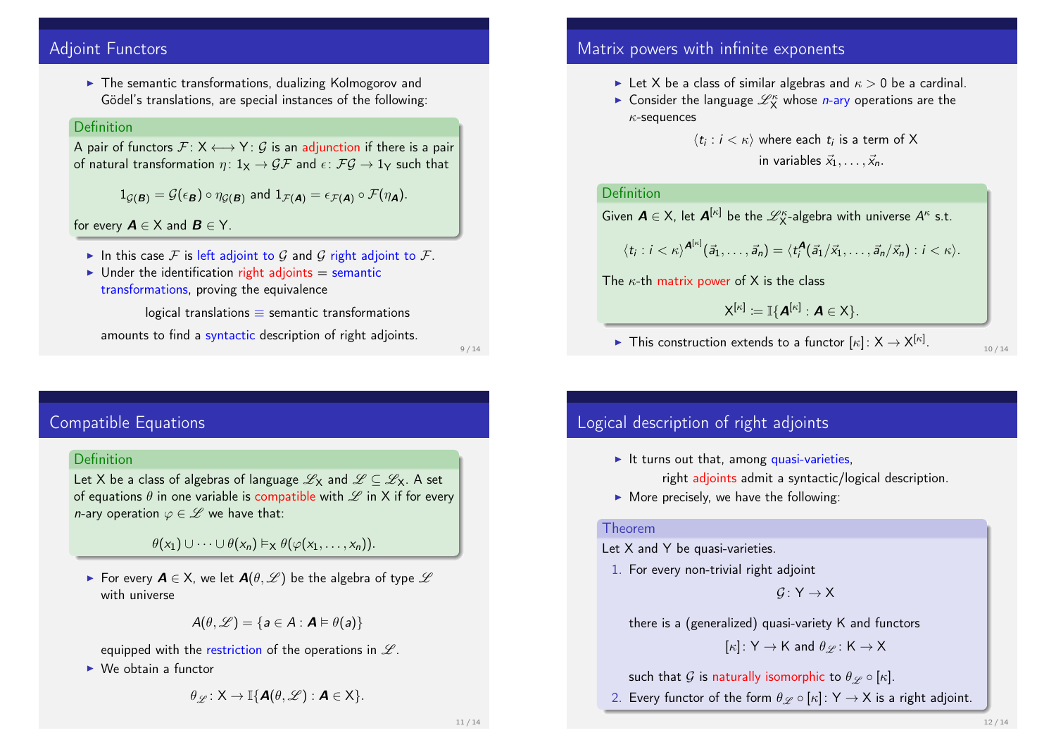## Adjoint Functors

- The semantic transformations, dualizing Kolmogorov and Gödel's translations, are special instances of the following:

**Definition**

A pair of functors $\mathcal{F} \colon \mathsf{X} \longleftrightarrow \mathsf{Y} \colon \mathcal{G}$ is an adjunction if there is a pair of natural transformation $\eta \colon 1_{\mathsf{X}} \to \mathcal{GF}$ and $\epsilon \colon \mathcal{FG} \to 1_{\mathsf{Y}}$ such that

$$1_{\mathcal{G}(\boldsymbol{B})} = \mathcal{G}(\epsilon_{\boldsymbol{B}}) \circ \eta_{\mathcal{G}(\boldsymbol{B})} \text{ and } 1_{\mathcal{F}(\boldsymbol{A})} = \epsilon_{\mathcal{F}(\boldsymbol{A})} \circ \mathcal{F}(\eta_{\boldsymbol{A}}).$$

for every $\boldsymbol{A} \in \mathsf{X}$ and $\boldsymbol{B} \in \mathsf{Y}$.

- In this case $\mathcal{F}$ is left adjoint to $\mathcal{G}$ and $\mathcal{G}$ right adjoint to $\mathcal{F}$.
- Under the identification right adjoints = semantic transformations, proving the equivalence

  logical translations $\equiv$ semantic transformations

  amounts to find a syntactic description of right adjoints.

## Matrix powers with infinite exponents

- Let $\mathsf{X}$ be a class of similar algebras and $\kappa > 0$ be a cardinal.
- Consider the language $\mathscr{L}^{\kappa}_{\mathsf{X}}$ whose $n$-ary operations are the $\kappa$-sequences

  $\langle t_i : i < \kappa \rangle$ where each $t_i$ is a term of $\mathsf{X}$ in variables $\vec{x}_1, \dots, \vec{x}_n$.

**Definition**

Given $\boldsymbol{A} \in \mathsf{X}$, let $\boldsymbol{A}^{[\kappa]}$ be the $\mathscr{L}^{\kappa}_{\mathsf{X}}$-algebra with universe $A^{\kappa}$ s.t.

$$\langle t_i : i < \kappa \rangle^{\boldsymbol{A}^{[\kappa]}}(\vec{a}_1, \dots, \vec{a}_n) = \langle t_i^{\boldsymbol{A}}(\vec{a}_1/\vec{x}_1, \dots, \vec{a}_n/\vec{x}_n) : i < \kappa \rangle.$$

The $\kappa$-th matrix power of $\mathsf{X}$ is the class

$$\mathsf{X}^{[\kappa]} := \mathbb{I}\{\boldsymbol{A}^{[\kappa]} : \boldsymbol{A} \in \mathsf{X}\}.$$

- This construction extends to a functor $[\kappa] \colon \mathsf{X} \to \mathsf{X}^{[\kappa]}$.

## Compatible Equations

**Definition**

Let $\mathsf{X}$ be a class of algebras of language $\mathscr{L}_{\mathsf{X}}$ and $\mathscr{L} \subseteq \mathscr{L}_{\mathsf{X}}$. A set of equations $\theta$ in one variable is compatible with $\mathscr{L}$ in $\mathsf{X}$ if for every $n$-ary operation $\varphi \in \mathscr{L}$ we have that:

$$\theta(x_1) \cup \dots \cup \theta(x_n) \vDash_{\mathsf{X}} \theta(\varphi(x_1, \dots, x_n)).$$

- For every $\boldsymbol{A} \in \mathsf{X}$, we let $\boldsymbol{A}(\theta, \mathscr{L})$ be the algebra of type $\mathscr{L}$ with universe

  $$A(\theta, \mathscr{L}) = \{a \in A : \boldsymbol{A} \vDash \theta(a)\}$$

  equipped with the restriction of the operations in $\mathscr{L}$.
- We obtain a functor

  $$\theta_{\mathscr{L}} \colon \mathsf{X} \to \mathbb{I}\{\boldsymbol{A}(\theta, \mathscr{L}) : \boldsymbol{A} \in \mathsf{X}\}.$$

## Logical description of right adjoints

- It turns out that, among quasi-varieties, right adjoints admit a syntactic/logical description.
- More precisely, we have the following:

**Theorem**

Let $\mathsf{X}$ and $\mathsf{Y}$ be quasi-varieties.

1. For every non-trivial right adjoint

   $$\mathcal{G} \colon \mathsf{Y} \to \mathsf{X}$$

   there is a (generalized) quasi-variety $\mathsf{K}$ and functors

   $$[\kappa] \colon \mathsf{Y} \to \mathsf{K} \text{ and } \theta_{\mathscr{L}} \colon \mathsf{K} \to \mathsf{X}$$

   such that $\mathcal{G}$ is naturally isomorphic to $\theta_{\mathscr{L}} \circ [\kappa]$.
2. Every functor of the form $\theta_{\mathscr{L}} \circ [\kappa] \colon \mathsf{Y} \to \mathsf{X}$ is a right adjoint.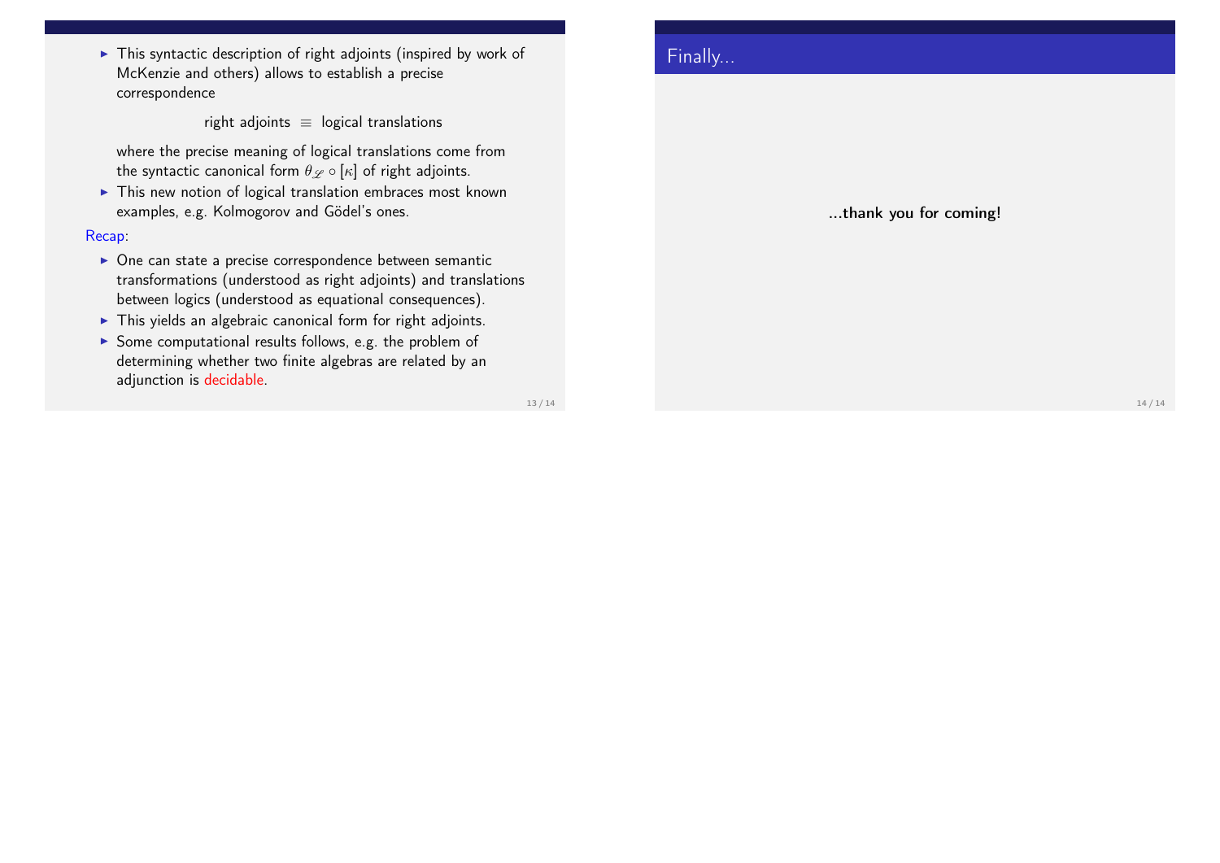- This syntactic description of right adjoints (inspired by work of McKenzie and others) allows to establish a precise correspondence

$$\text{right adjoints} \equiv \text{logical translations}$$

  where the precise meaning of logical translations come from the syntactic canonical form $\theta_{\mathscr{L}} \circ [\kappa]$ of right adjoints.
- This new notion of logical translation embraces most known examples, e.g. Kolmogorov and Gödel's ones.

Recap:

- One can state a precise correspondence between semantic transformations (understood as right adjoints) and translations between logics (understood as equational consequences).
- This yields an algebraic canonical form for right adjoints.
- Some computational results follows, e.g. the problem of determining whether two finite algebras are related by an adjunction is decidable.

## Finally...

**...thank you for coming!**